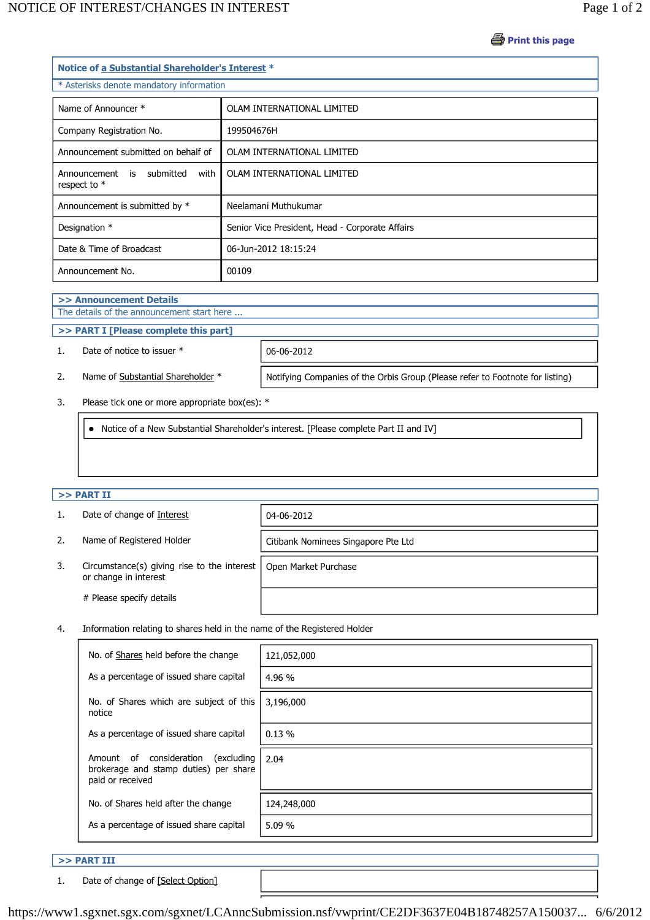Print this page

## Notice of a Substantial Shareholder's Interest *

* Asterisks denote mandatory information

| | |
|---|---|
| Name of Announcer * | OLAM INTERNATIONAL LIMITED |
| Company Registration No. | 199504676H |
| Announcement submitted on behalf of | OLAM INTERNATIONAL LIMITED |
| Announcement is submitted with respect to * | OLAM INTERNATIONAL LIMITED |
| Announcement is submitted by * | Neelamani Muthukumar |
| Designation * | Senior Vice President, Head - Corporate Affairs |
| Date & Time of Broadcast | 06-Jun-2012 18:15:24 |
| Announcement No. | 00109 |

### >> Announcement Details

The details of the announcement start here ...

### >> PART I [Please complete this part]

1. Date of notice to issuer *: 06-06-2012

2. Name of Substantial Shareholder *: Notifying Companies of the Orbis Group (Please refer to Footnote for listing)

3. Please tick one or more appropriate box(es): *

- Notice of a New Substantial Shareholder's interest. [Please complete Part II and IV]

### >> PART II

1. Date of change of Interest: 04-06-2012

2. Name of Registered Holder: Citibank Nominees Singapore Pte Ltd

3. Circumstance(s) giving rise to the interest or change in interest: Open Market Purchase

   # Please specify details:

4. Information relating to shares held in the name of the Registered Holder

| | |
|---|---|
| No. of Shares held before the change | 121,052,000 |
| As a percentage of issued share capital | 4.96 % |
| No. of Shares which are subject of this notice | 3,196,000 |
| As a percentage of issued share capital | 0.13 % |
| Amount of consideration (excluding brokerage and stamp duties) per share paid or received | 2.04 |
| No. of Shares held after the change | 124,248,000 |
| As a percentage of issued share capital | 5.09 % |

### >> PART III

1. Date of change of [Select Option]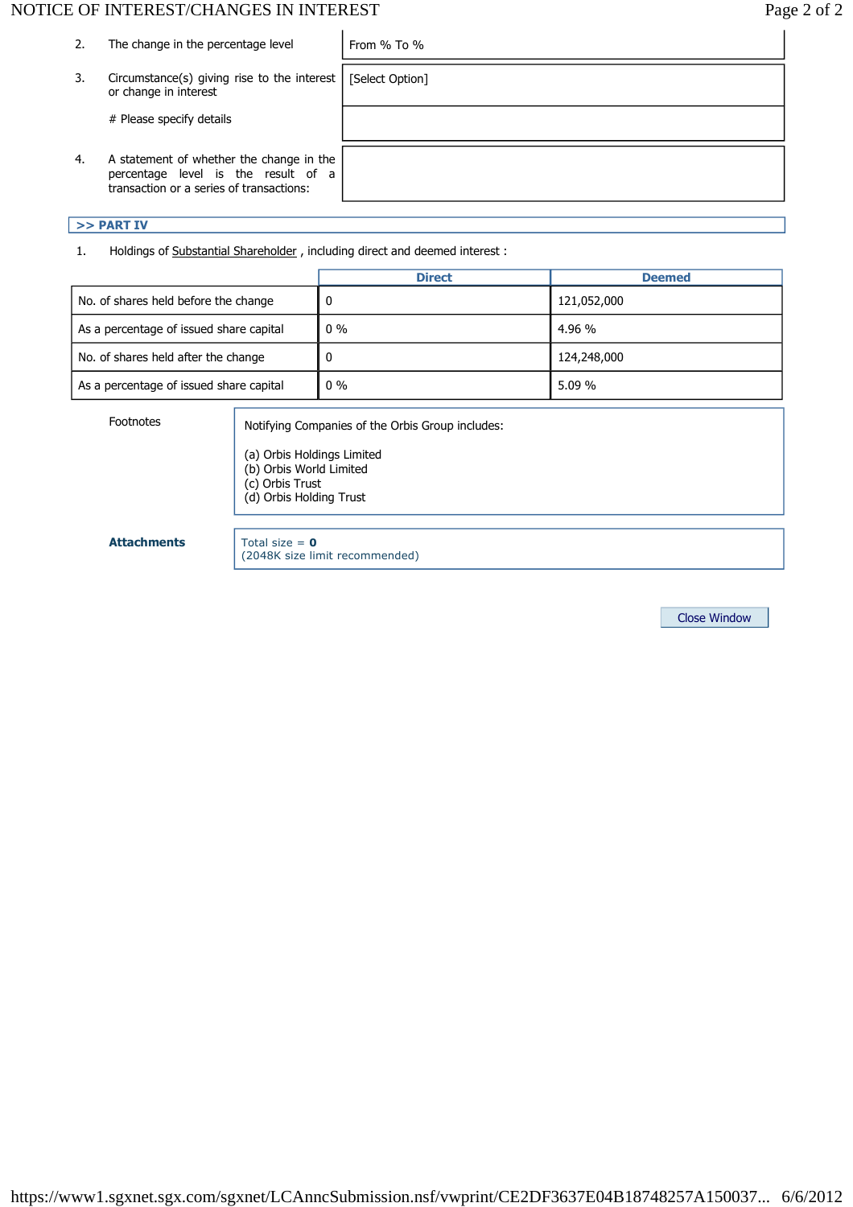| | | |
|---|---|---|
| 2. | The change in the percentage level | From % To % |
| 3. | Circumstance(s) giving rise to the interest or change in interest | [Select Option] |
| | # Please specify details | |
| 4. | A statement of whether the change in the percentage level is the result of a transaction or a series of transactions: | |

## >> PART IV

1. Holdings of Substantial Shareholder , including direct and deemed interest :

| | Direct | Deemed |
|---|---|---|
| No. of shares held before the change | 0 | 121,052,000 |
| As a percentage of issued share capital | 0 % | 4.96 % |
| No. of shares held after the change | 0 | 124,248,000 |
| As a percentage of issued share capital | 0 % | 5.09 % |

Footnotes

Notifying Companies of the Orbis Group includes:

(a) Orbis Holdings Limited
(b) Orbis World Limited
(c) Orbis Trust
(d) Orbis Holding Trust

**Attachments**

Total size = **0**
(2048K size limit recommended)

Close Window